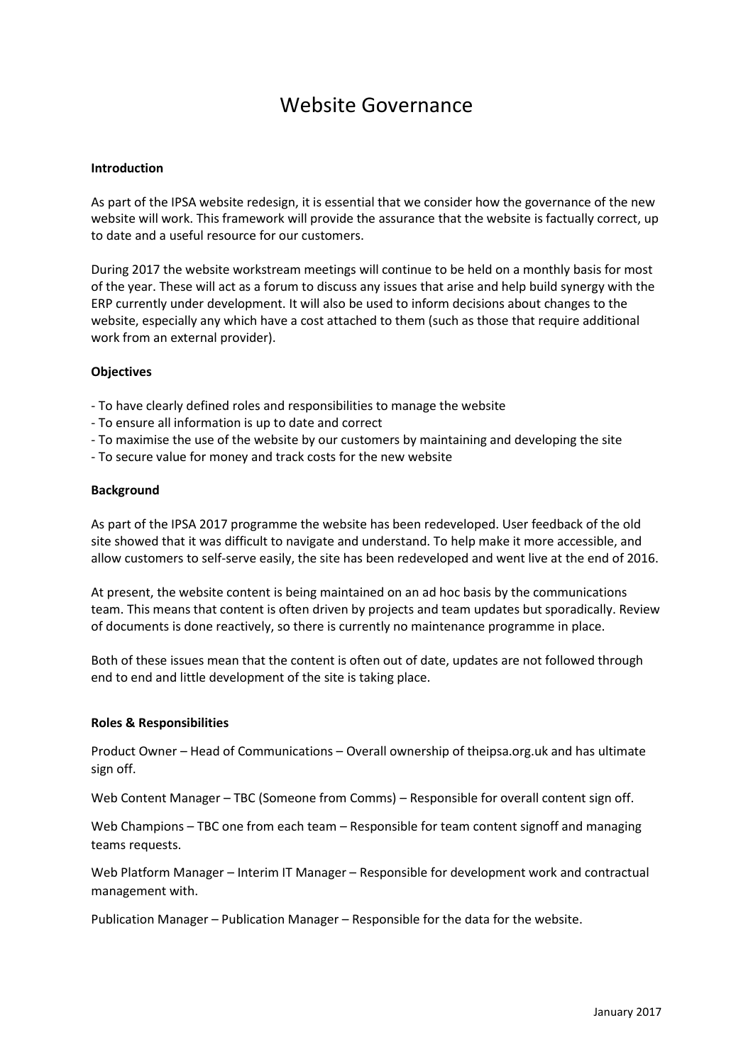# Website Governance

**Introduction**

As part of the IPSA website redesign, it is essential that we consider how the governance of the new website will work. This framework will provide the assurance that the website is factually correct, up to date and a useful resource for our customers.

During 2017 the website workstream meetings will continue to be held on a monthly basis for most of the year. These will act as a forum to discuss any issues that arise and help build synergy with the ERP currently under development. It will also be used to inform decisions about changes to the website, especially any which have a cost attached to them (such as those that require additional work from an external provider).

**Objectives**

- To have clearly defined roles and responsibilities to manage the website
- To ensure all information is up to date and correct
- To maximise the use of the website by our customers by maintaining and developing the site
- To secure value for money and track costs for the new website

**Background**

As part of the IPSA 2017 programme the website has been redeveloped. User feedback of the old site showed that it was difficult to navigate and understand. To help make it more accessible, and allow customers to self-serve easily, the site has been redeveloped and went live at the end of 2016.

At present, the website content is being maintained on an ad hoc basis by the communications team. This means that content is often driven by projects and team updates but sporadically. Review of documents is done reactively, so there is currently no maintenance programme in place.

Both of these issues mean that the content is often out of date, updates are not followed through end to end and little development of the site is taking place.

**Roles & Responsibilities**

Product Owner – Head of Communications – Overall ownership of theipsa.org.uk and has ultimate sign off.

Web Content Manager – TBC (Someone from Comms) – Responsible for overall content sign off.

Web Champions – TBC one from each team – Responsible for team content signoff and managing teams requests.

Web Platform Manager – Interim IT Manager – Responsible for development work and contractual management with.

Publication Manager – Publication Manager – Responsible for the data for the website.

January 2017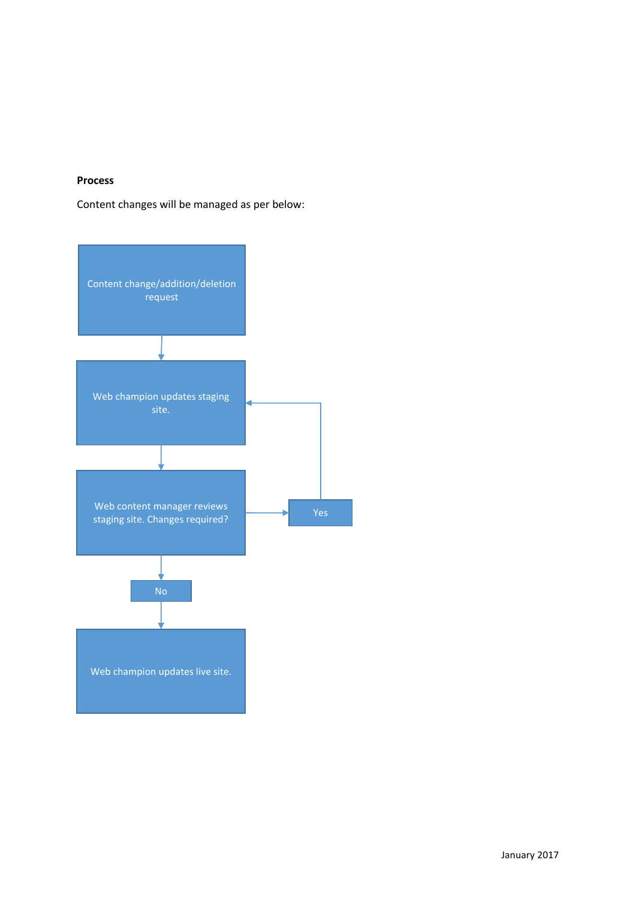**Process**

Content changes will be managed as per below:

Content change/addition/deletion request

Web champion updates staging site.

Web content manager reviews staging site. Changes required?

Yes

No

Web champion updates live site.

January 2017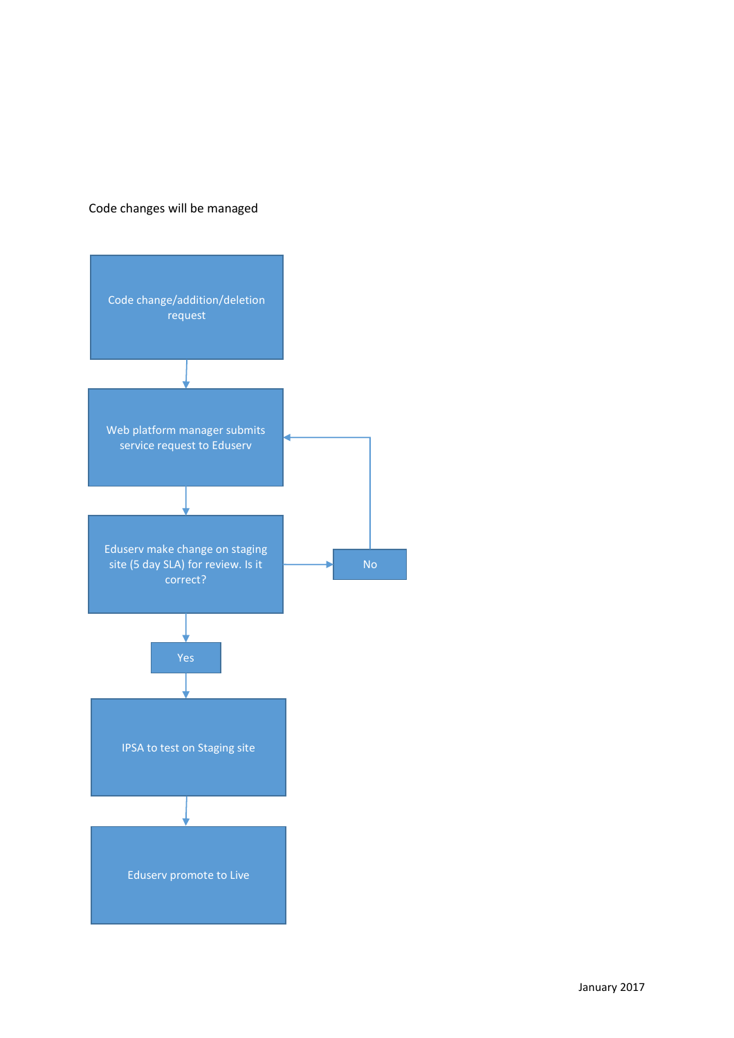Code changes will be managed

Code change/addition/deletion request

Web platform manager submits service request to Eduserv

Eduserv make change on staging site (5 day SLA) for review. Is it correct?

No

Yes

IPSA to test on Staging site

Eduserv promote to Live

January 2017